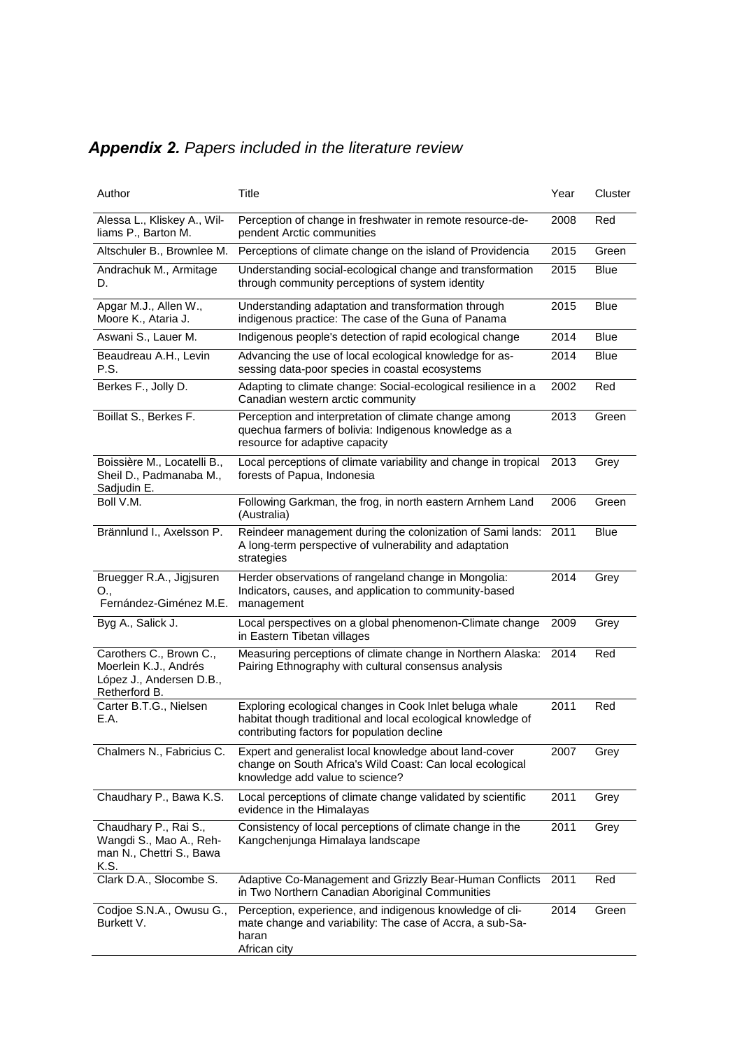## ***Appendix 2.*** *Papers included in the literature review*

| Author | Title | Year | Cluster |
|---|---|---|---|
| Alessa L., Kliskey A., Williams P., Barton M. | Perception of change in freshwater in remote resource-dependent Arctic communities | 2008 | Red |
| Altschuler B., Brownlee M. | Perceptions of climate change on the island of Providencia | 2015 | Green |
| Andrachuk M., Armitage D. | Understanding social-ecological change and transformation through community perceptions of system identity | 2015 | Blue |
| Apgar M.J., Allen W., Moore K., Ataria J. | Understanding adaptation and transformation through indigenous practice: The case of the Guna of Panama | 2015 | Blue |
| Aswani S., Lauer M. | Indigenous people's detection of rapid ecological change | 2014 | Blue |
| Beaudreau A.H., Levin P.S. | Advancing the use of local ecological knowledge for assessing data-poor species in coastal ecosystems | 2014 | Blue |
| Berkes F., Jolly D. | Adapting to climate change: Social-ecological resilience in a Canadian western arctic community | 2002 | Red |
| Boillat S., Berkes F. | Perception and interpretation of climate change among quechua farmers of bolivia: Indigenous knowledge as a resource for adaptive capacity | 2013 | Green |
| Boissière M., Locatelli B., Sheil D., Padmanaba M., Sadjudin E. | Local perceptions of climate variability and change in tropical forests of Papua, Indonesia | 2013 | Grey |
| Boll V.M. | Following Garkman, the frog, in north eastern Arnhem Land (Australia) | 2006 | Green |
| Brännlund I., Axelsson P. | Reindeer management during the colonization of Sami lands: A long-term perspective of vulnerability and adaptation strategies | 2011 | Blue |
| Bruegger R.A., Jigjsuren O., Fernández-Giménez M.E. | Herder observations of rangeland change in Mongolia: Indicators, causes, and application to community-based management | 2014 | Grey |
| Byg A., Salick J. | Local perspectives on a global phenomenon-Climate change in Eastern Tibetan villages | 2009 | Grey |
| Carothers C., Brown C., Moerlein K.J., Andrés López J., Andersen D.B., Retherford B. | Measuring perceptions of climate change in Northern Alaska: Pairing Ethnography with cultural consensus analysis | 2014 | Red |
| Carter B.T.G., Nielsen E.A. | Exploring ecological changes in Cook Inlet beluga whale habitat though traditional and local ecological knowledge of contributing factors for population decline | 2011 | Red |
| Chalmers N., Fabricius C. | Expert and generalist local knowledge about land-cover change on South Africa's Wild Coast: Can local ecological knowledge add value to science? | 2007 | Grey |
| Chaudhary P., Bawa K.S. | Local perceptions of climate change validated by scientific evidence in the Himalayas | 2011 | Grey |
| Chaudhary P., Rai S., Wangdi S., Mao A., Rehman N., Chettri S., Bawa K.S. | Consistency of local perceptions of climate change in the Kangchenjunga Himalaya landscape | 2011 | Grey |
| Clark D.A., Slocombe S. | Adaptive Co-Management and Grizzly Bear-Human Conflicts in Two Northern Canadian Aboriginal Communities | 2011 | Red |
| Codjoe S.N.A., Owusu G., Burkett V. | Perception, experience, and indigenous knowledge of climate change and variability: The case of Accra, a sub-Saharan African city | 2014 | Green |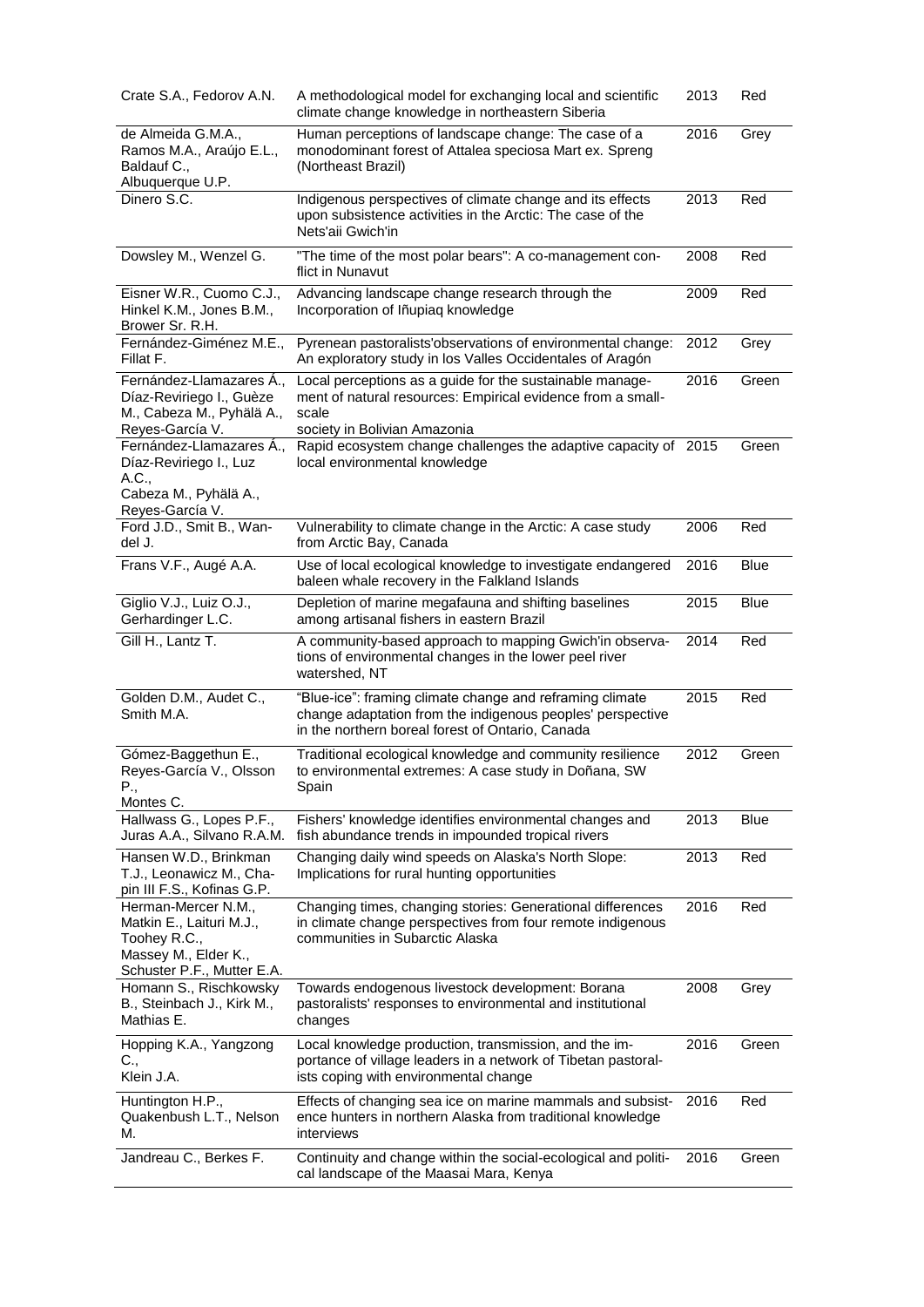| | | | |
|---|---|---|---|
| Crate S.A., Fedorov A.N. | A methodological model for exchanging local and scientific climate change knowledge in northeastern Siberia | 2013 | Red |
| de Almeida G.M.A., Ramos M.A., Araújo E.L., Baldauf C., Albuquerque U.P. | Human perceptions of landscape change: The case of a monodominant forest of Attalea speciosa Mart ex. Spreng (Northeast Brazil) | 2016 | Grey |
| Dinero S.C. | Indigenous perspectives of climate change and its effects upon subsistence activities in the Arctic: The case of the Nets'aii Gwich'in | 2013 | Red |
| Dowsley M., Wenzel G. | "The time of the most polar bears": A co-management conflict in Nunavut | 2008 | Red |
| Eisner W.R., Cuomo C.J., Hinkel K.M., Jones B.M., Brower Sr. R.H. | Advancing landscape change research through the Incorporation of Iñupiaq knowledge | 2009 | Red |
| Fernández-Giménez M.E., Fillat F. | Pyrenean pastoralists'observations of environmental change: An exploratory study in los Valles Occidentales of Aragón | 2012 | Grey |
| Fernández-Llamazares Á., Díaz-Reviriego I., Guèze M., Cabeza M., Pyhälä A., Reyes-García V. | Local perceptions as a guide for the sustainable management of natural resources: Empirical evidence from a small-scale society in Bolivian Amazonia | 2016 | Green |
| Fernández-Llamazares Á., Díaz-Reviriego I., Luz A.C., Cabeza M., Pyhälä A., Reyes-García V. | Rapid ecosystem change challenges the adaptive capacity of local environmental knowledge | 2015 | Green |
| Ford J.D., Smit B., Wandel J. | Vulnerability to climate change in the Arctic: A case study from Arctic Bay, Canada | 2006 | Red |
| Frans V.F., Augé A.A. | Use of local ecological knowledge to investigate endangered baleen whale recovery in the Falkland Islands | 2016 | Blue |
| Giglio V.J., Luiz O.J., Gerhardinger L.C. | Depletion of marine megafauna and shifting baselines among artisanal fishers in eastern Brazil | 2015 | Blue |
| Gill H., Lantz T. | A community-based approach to mapping Gwich'in observations of environmental changes in the lower peel river watershed, NT | 2014 | Red |
| Golden D.M., Audet C., Smith M.A. | "Blue-ice": framing climate change and reframing climate change adaptation from the indigenous peoples' perspective in the northern boreal forest of Ontario, Canada | 2015 | Red |
| Gómez-Baggethun E., Reyes-García V., Olsson P., Montes C. | Traditional ecological knowledge and community resilience to environmental extremes: A case study in Doñana, SW Spain | 2012 | Green |
| Hallwass G., Lopes P.F., Juras A.A., Silvano R.A.M. | Fishers' knowledge identifies environmental changes and fish abundance trends in impounded tropical rivers | 2013 | Blue |
| Hansen W.D., Brinkman T.J., Leonawicz M., Chapin III F.S., Kofinas G.P. | Changing daily wind speeds on Alaska's North Slope: Implications for rural hunting opportunities | 2013 | Red |
| Herman-Mercer N.M., Matkin E., Laituri M.J., Toohey R.C., Massey M., Elder K., Schuster P.F., Mutter E.A. | Changing times, changing stories: Generational differences in climate change perspectives from four remote indigenous communities in Subarctic Alaska | 2016 | Red |
| Homann S., Rischkowsky B., Steinbach J., Kirk M., Mathias E. | Towards endogenous livestock development: Borana pastoralists' responses to environmental and institutional changes | 2008 | Grey |
| Hopping K.A., Yangzong C., Klein J.A. | Local knowledge production, transmission, and the importance of village leaders in a network of Tibetan pastoralists coping with environmental change | 2016 | Green |
| Huntington H.P., Quakenbush L.T., Nelson M. | Effects of changing sea ice on marine mammals and subsistence hunters in northern Alaska from traditional knowledge interviews | 2016 | Red |
| Jandreau C., Berkes F. | Continuity and change within the social-ecological and political landscape of the Maasai Mara, Kenya | 2016 | Green |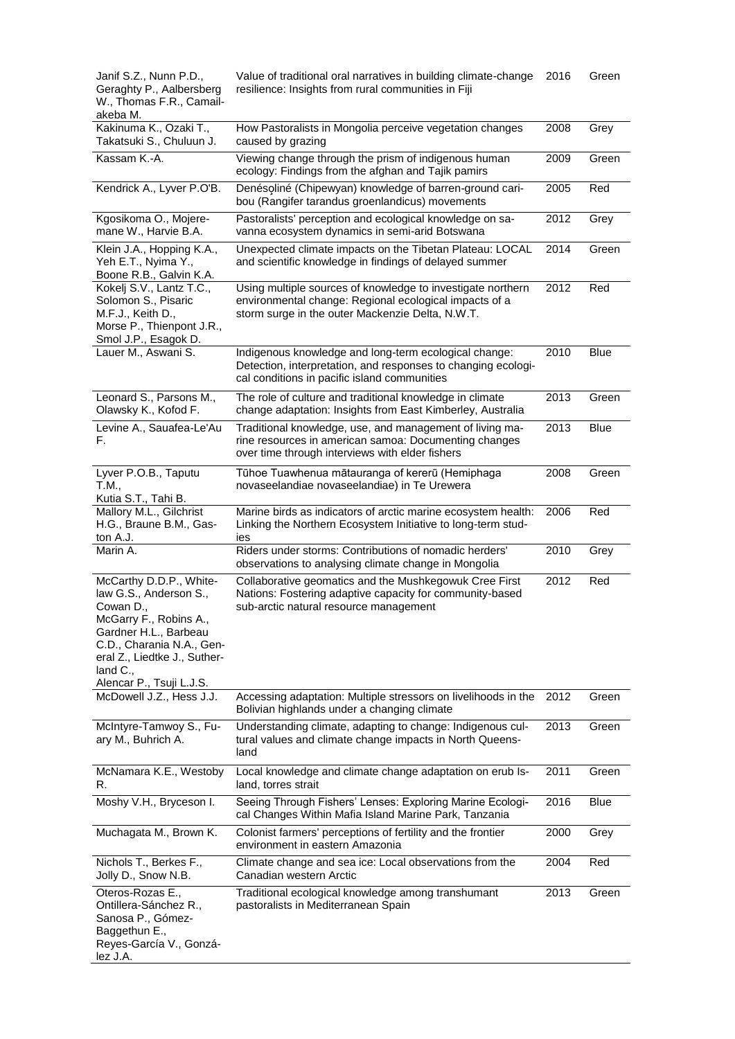| | | | |
|---|---|---|---|
| Janif S.Z., Nunn P.D., Geraghty P., Aalbersberg W., Thomas F.R., Camailakeba M. | Value of traditional oral narratives in building climate-change resilience: Insights from rural communities in Fiji | 2016 | Green |
| Kakinuma K., Ozaki T., Takatsuki S., Chuluun J. | How Pastoralists in Mongolia perceive vegetation changes caused by grazing | 2008 | Grey |
| Kassam K.-A. | Viewing change through the prism of indigenous human ecology: Findings from the afghan and Tajik pamirs | 2009 | Green |
| Kendrick A., Lyver P.O'B. | Denésoliné (Chipewyan) knowledge of barren-ground caribou (Rangifer tarandus groenlandicus) movements | 2005 | Red |
| Kgosikoma O., Mojeremane W., Harvie B.A. | Pastoralists' perception and ecological knowledge on savanna ecosystem dynamics in semi-arid Botswana | 2012 | Grey |
| Klein J.A., Hopping K.A., Yeh E.T., Nyima Y., Boone R.B., Galvin K.A. | Unexpected climate impacts on the Tibetan Plateau: LOCAL and scientific knowledge in findings of delayed summer | 2014 | Green |
| Kokelj S.V., Lantz T.C., Solomon S., Pisaric M.F.J., Keith D., Morse P., Thienpont J.R., Smol J.P., Esagok D. | Using multiple sources of knowledge to investigate northern environmental change: Regional ecological impacts of a storm surge in the outer Mackenzie Delta, N.W.T. | 2012 | Red |
| Lauer M., Aswani S. | Indigenous knowledge and long-term ecological change: Detection, interpretation, and responses to changing ecological conditions in pacific island communities | 2010 | Blue |
| Leonard S., Parsons M., Olawsky K., Kofod F. | The role of culture and traditional knowledge in climate change adaptation: Insights from East Kimberley, Australia | 2013 | Green |
| Levine A., Sauafea-Le'Au F. | Traditional knowledge, use, and management of living marine resources in american samoa: Documenting changes over time through interviews with elder fishers | 2013 | Blue |
| Lyver P.O.B., Taputu T.M., Kutia S.T., Tahi B. | Tūhoe Tuawhenua mātauranga of kererū (Hemiphaga novaseelandiae novaseelandiae) in Te Urewera | 2008 | Green |
| Mallory M.L., Gilchrist H.G., Braune B.M., Gaston A.J. | Marine birds as indicators of arctic marine ecosystem health: Linking the Northern Ecosystem Initiative to long-term studies | 2006 | Red |
| Marin A. | Riders under storms: Contributions of nomadic herders' observations to analysing climate change in Mongolia | 2010 | Grey |
| McCarthy D.D.P., Whitelaw G.S., Anderson S., Cowan D., McGarry F., Robins A., Gardner H.L., Barbeau C.D., Charania N.A., General Z., Liedtke J., Sutherland C., Alencar P., Tsuji L.J.S. | Collaborative geomatics and the Mushkegowuk Cree First Nations: Fostering adaptive capacity for community-based sub-arctic natural resource management | 2012 | Red |
| McDowell J.Z., Hess J.J. | Accessing adaptation: Multiple stressors on livelihoods in the Bolivian highlands under a changing climate | 2012 | Green |
| McIntyre-Tamwoy S., Fuary M., Buhrich A. | Understanding climate, adapting to change: Indigenous cultural values and climate change impacts in North Queensland | 2013 | Green |
| McNamara K.E., Westoby R. | Local knowledge and climate change adaptation on erub Island, torres strait | 2011 | Green |
| Moshy V.H., Bryceson I. | Seeing Through Fishers' Lenses: Exploring Marine Ecological Changes Within Mafia Island Marine Park, Tanzania | 2016 | Blue |
| Muchagata M., Brown K. | Colonist farmers' perceptions of fertility and the frontier environment in eastern Amazonia | 2000 | Grey |
| Nichols T., Berkes F., Jolly D., Snow N.B. | Climate change and sea ice: Local observations from the Canadian western Arctic | 2004 | Red |
| Oteros-Rozas E., Ontillera-Sánchez R., Sanosa P., Gómez-Baggethun E., Reyes-García V., González J.A. | Traditional ecological knowledge among transhumant pastoralists in Mediterranean Spain | 2013 | Green |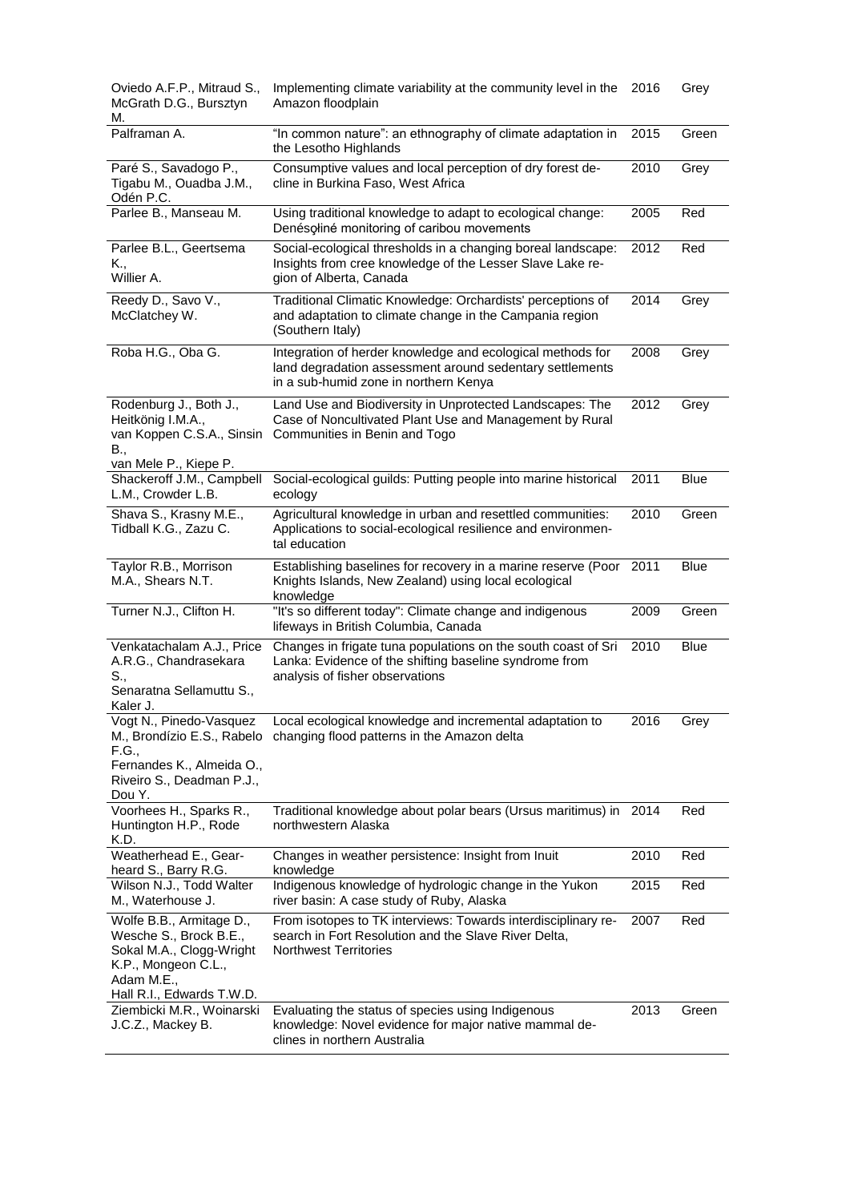| | | | |
|---|---|---|---|
| Oviedo A.F.P., Mitraud S., McGrath D.G., Bursztyn M. | Implementing climate variability at the community level in the Amazon floodplain | 2016 | Grey |
| Palframan A. | "In common nature": an ethnography of climate adaptation in the Lesotho Highlands | 2015 | Green |
| Paré S., Savadogo P., Tigabu M., Ouadba J.M., Odén P.C. | Consumptive values and local perception of dry forest decline in Burkina Faso, West Africa | 2010 | Grey |
| Parlee B., Manseau M. | Using traditional knowledge to adapt to ecological change: Denésǫliné monitoring of caribou movements | 2005 | Red |
| Parlee B.L., Geertsema K., Willier A. | Social-ecological thresholds in a changing boreal landscape: Insights from cree knowledge of the Lesser Slave Lake region of Alberta, Canada | 2012 | Red |
| Reedy D., Savo V., McClatchey W. | Traditional Climatic Knowledge: Orchardists' perceptions of and adaptation to climate change in the Campania region (Southern Italy) | 2014 | Grey |
| Roba H.G., Oba G. | Integration of herder knowledge and ecological methods for land degradation assessment around sedentary settlements in a sub-humid zone in northern Kenya | 2008 | Grey |
| Rodenburg J., Both J., Heitkönig I.M.A., van Koppen C.S.A., Sinsin B., van Mele P., Kiepe P. | Land Use and Biodiversity in Unprotected Landscapes: The Case of Noncultivated Plant Use and Management by Rural Communities in Benin and Togo | 2012 | Grey |
| Shackeroff J.M., Campbell L.M., Crowder L.B. | Social-ecological guilds: Putting people into marine historical ecology | 2011 | Blue |
| Shava S., Krasny M.E., Tidball K.G., Zazu C. | Agricultural knowledge in urban and resettled communities: Applications to social-ecological resilience and environmental education | 2010 | Green |
| Taylor R.B., Morrison M.A., Shears N.T. | Establishing baselines for recovery in a marine reserve (Poor Knights Islands, New Zealand) using local ecological knowledge | 2011 | Blue |
| Turner N.J., Clifton H. | "It's so different today": Climate change and indigenous lifeways in British Columbia, Canada | 2009 | Green |
| Venkatachalam A.J., Price A.R.G., Chandrasekara S., Senaratna Sellamuttu S., Kaler J. | Changes in frigate tuna populations on the south coast of Sri Lanka: Evidence of the shifting baseline syndrome from analysis of fisher observations | 2010 | Blue |
| Vogt N., Pinedo-Vasquez M., Brondízio E.S., Rabelo F.G., Fernandes K., Almeida O., Riveiro S., Deadman P.J., Dou Y. | Local ecological knowledge and incremental adaptation to changing flood patterns in the Amazon delta | 2016 | Grey |
| Voorhees H., Sparks R., Huntington H.P., Rode K.D. | Traditional knowledge about polar bears (Ursus maritimus) in northwestern Alaska | 2014 | Red |
| Weatherhead E., Gearheard S., Barry R.G. | Changes in weather persistence: Insight from Inuit knowledge | 2010 | Red |
| Wilson N.J., Todd Walter M., Waterhouse J. | Indigenous knowledge of hydrologic change in the Yukon river basin: A case study of Ruby, Alaska | 2015 | Red |
| Wolfe B.B., Armitage D., Wesche S., Brock B.E., Sokal M.A., Clogg-Wright K.P., Mongeon C.L., Adam M.E., Hall R.I., Edwards T.W.D. | From isotopes to TK interviews: Towards interdisciplinary research in Fort Resolution and the Slave River Delta, Northwest Territories | 2007 | Red |
| Ziembicki M.R., Woinarski J.C.Z., Mackey B. | Evaluating the status of species using Indigenous knowledge: Novel evidence for major native mammal declines in northern Australia | 2013 | Green |